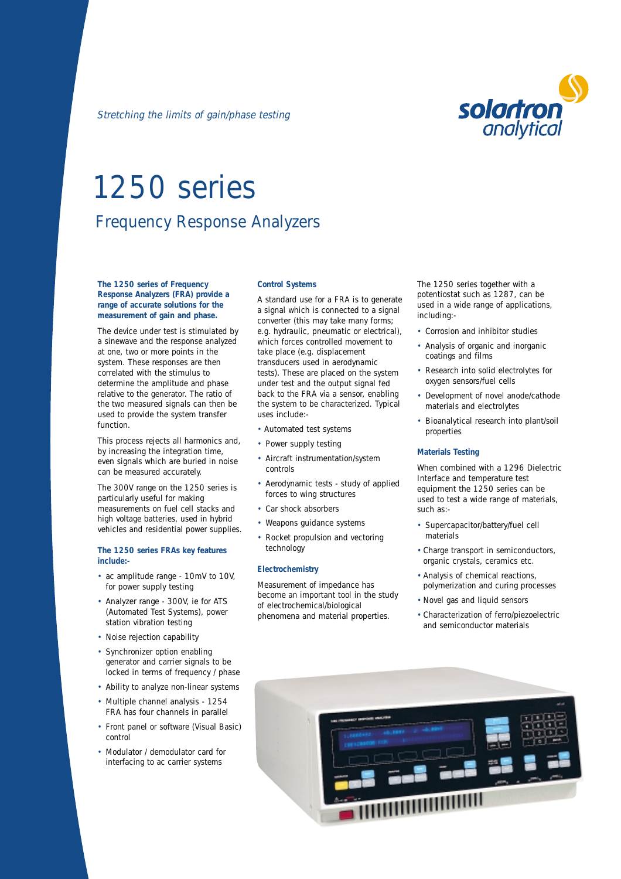*Stretching the limits of gain/phase testing*

solartron analytical

# 1250 series

## Frequency Response Analyzers

**The 1250 series of Frequency Response Analyzers (FRA) provide a range of accurate solutions for the measurement of gain and phase.**

The device under test is stimulated by a sinewave and the response analyzed at one, two or more points in the system. These responses are then correlated with the stimulus to determine the amplitude and phase relative to the generator. The ratio of the two measured signals can then be used to provide the system transfer function.

This process rejects all harmonics and, by increasing the integration time, even signals which are buried in noise can be measured accurately.

The 300V range on the 1250 series is particularly useful for making measurements on fuel cell stacks and high voltage batteries, used in hybrid vehicles and residential power supplies.

### The 1250 series FRAs key features include:-

- ac amplitude range - 10mV to 10V, for power supply testing
- Analyzer range - 300V, ie for ATS (Automated Test Systems), power station vibration testing
- Noise rejection capability
- Synchronizer option enabling generator and carrier signals to be locked in terms of frequency / phase
- Ability to analyze non-linear systems
- Multiple channel analysis - 1254 FRA has four channels in parallel
- Front panel or software (Visual Basic) control
- Modulator / demodulator card for interfacing to ac carrier systems

### Control Systems

A standard use for a FRA is to generate a signal which is connected to a signal converter (this may take many forms; e.g. hydraulic, pneumatic or electrical), which forces controlled movement to take place (e.g. displacement transducers used in aerodynamic tests). These are placed on the system under test and the output signal fed back to the FRA via a sensor, enabling the system to be characterized. Typical uses include:-

- Automated test systems
- Power supply testing
- Aircraft instrumentation/system controls
- Aerodynamic tests - study of applied forces to wing structures
- Car shock absorbers
- Weapons guidance systems
- Rocket propulsion and vectoring technology

### Electrochemistry

Measurement of impedance has become an important tool in the study of electrochemical/biological phenomena and material properties.

The 1250 series together with a potentiostat such as 1287, can be used in a wide range of applications, including:-

- Corrosion and inhibitor studies
- Analysis of organic and inorganic coatings and films
- Research into solid electrolytes for oxygen sensors/fuel cells
- Development of novel anode/cathode materials and electrolytes
- Bioanalytical research into plant/soil properties

### Materials Testing

When combined with a 1296 Dielectric Interface and temperature test equipment the 1250 series can be used to test a wide range of materials, such as:-

- Supercapacitor/battery/fuel cell materials
- Charge transport in semiconductors, organic crystals, ceramics etc.
- Analysis of chemical reactions, polymerization and curing processes
- Novel gas and liquid sensors
- Characterization of ferro/piezoelectric and semiconductor materials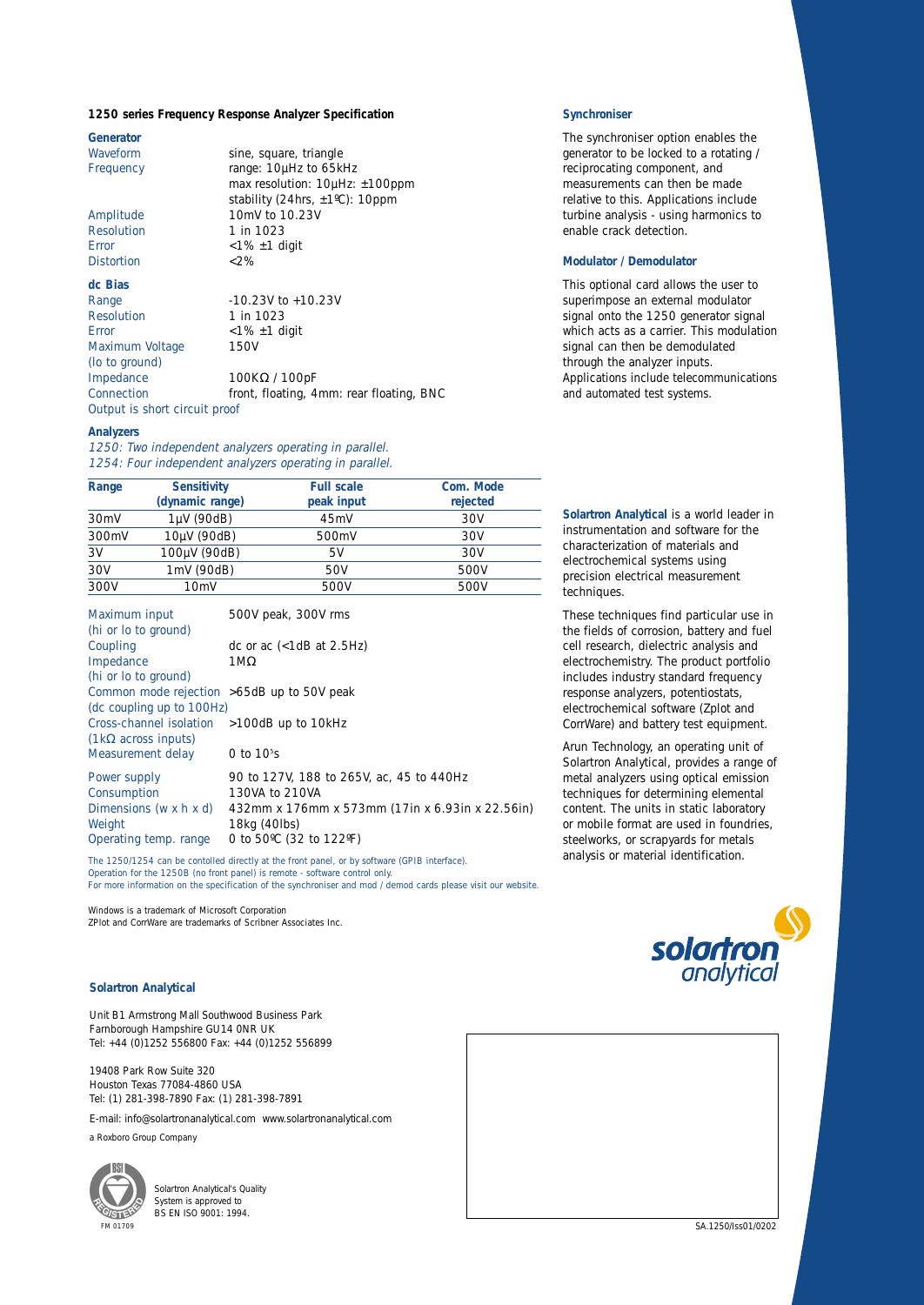## 1250 series Frequency Response Analyzer Specification

### Generator

| | |
|---|---|
| Waveform | sine, square, triangle |
| Frequency | range: 10µHz to 65kHz<br>max resolution: 10µHz: ±100ppm<br>stability (24hrs, ±1ºC): 10ppm |
| Amplitude | 10mV to 10.23V |
| Resolution | 1 in 1023 |
| Error | <1% ±1 digit |
| Distortion | <2% |

### dc Bias

| | |
|---|---|
| Range | -10.23V to +10.23V |
| Resolution | 1 in 1023 |
| Error | <1% ±1 digit |
| Maximum Voltage (lo to ground) | 150V |
| Impedance | 100KΩ / 100pF |
| Connection | front, floating, 4mm: rear floating, BNC |

Output is short circuit proof

### Analyzers

*1250: Two independent analyzers operating in parallel.*
*1254: Four independent analyzers operating in parallel.*

| Range | Sensitivity (dynamic range) | Full scale peak input | Com. Mode rejected |
|---|---|---|---|
| 30mV | 1µV (90dB) | 45mV | 30V |
| 300mV | 10µV (90dB) | 500mV | 30V |
| 3V | 100µV (90dB) | 5V | 30V |
| 30V | 1mV (90dB) | 50V | 500V |
| 300V | 10mV | 500V | 500V |

| | |
|---|---|
| Maximum input (hi or lo to ground) | 500V peak, 300V rms |
| Coupling | dc or ac (<1dB at 2.5Hz) |
| Impedance (hi or lo to ground) | 1MΩ |
| Common mode rejection (dc coupling up to 100Hz) | >65dB up to 50V peak |
| Cross-channel isolation (1kΩ across inputs) | >100dB up to 10kHz |
| Measurement delay | 0 to $10^5$s |
| Power supply | 90 to 127V, 188 to 265V, ac, 45 to 440Hz |
| Consumption | 130VA to 210VA |
| Dimensions (w x h x d) | 432mm x 176mm x 573mm (17in x 6.93in x 22.56in) |
| Weight | 18kg (40lbs) |
| Operating temp. range | 0 to 50ºC (32 to 122ºF) |

The 1250/1254 can be contolled directly at the front panel, or by software (GPIB interface).
Operation for the 1250B (no front panel) is remote - software control only.
For more information on the specification of the synchroniser and mod / demod cards please visit our website.

Windows is a trademark of Microsoft Corporation
ZPlot and CorrWare are trademarks of Scribner Associates Inc.

### Synchroniser

The synchroniser option enables the generator to be locked to a rotating / reciprocating component, and measurements can then be made relative to this. Applications include turbine analysis - using harmonics to enable crack detection.

### Modulator / Demodulator

This optional card allows the user to superimpose an external modulator signal onto the 1250 generator signal which acts as a carrier. This modulation signal can then be demodulated through the analyzer inputs. Applications include telecommunications and automated test systems.

**Solartron Analytical** is a world leader in instrumentation and software for the characterization of materials and electrochemical systems using precision electrical measurement techniques.

These techniques find particular use in the fields of corrosion, battery and fuel cell research, dielectric analysis and electrochemistry. The product portfolio includes industry standard frequency response analyzers, potentiostats, electrochemical software (Zplot and CorrWare) and battery test equipment.

Arun Technology, an operating unit of Solartron Analytical, provides a range of metal analyzers using optical emission techniques for determining elemental content. The units in static laboratory or mobile format are used in foundries, steelworks, or scrapyards for metals analysis or material identification.

solartron analytical

### Solartron Analytical

Unit B1 Armstrong Mall Southwood Business Park
Farnborough Hampshire GU14 0NR UK
Tel: +44 (0)1252 556800 Fax: +44 (0)1252 556899

19408 Park Row Suite 320
Houston Texas 77084-4860 USA
Tel: (1) 281-398-7890 Fax: (1) 281-398-7891

E-mail: info@solartronanalytical.com www.solartronanalytical.com

a Roxboro Group Company

FM 01709

Solartron Analytical's Quality System is approved to BS EN ISO 9001: 1994.

SA.1250/Iss01/0202